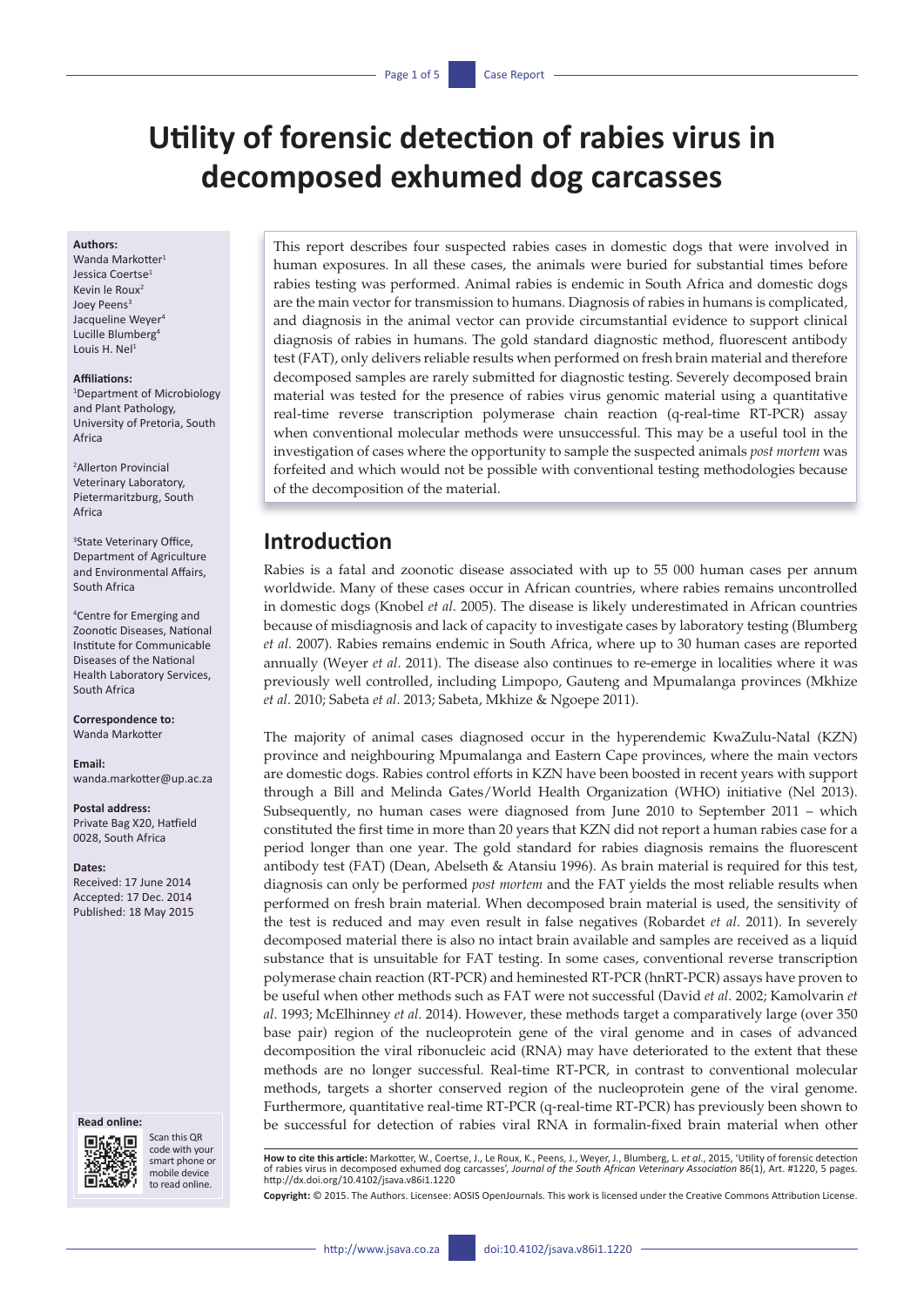# Utility of forensic detection of rabies virus in decomposed exhumed dog carcasses

**Authors:**
Wanda Markotter[1]
Jessica Coertse[1]
Kevin le Roux[2]
Joey Peens[3]
Jacqueline Weyer[4]
Lucille Blumberg[4]
Louis H. Nel[1]

**Affiliations:**
[1]Department of Microbiology and Plant Pathology, University of Pretoria, South Africa

[2]Allerton Provincial Veterinary Laboratory, Pietermaritzburg, South Africa

[3]State Veterinary Office, Department of Agriculture and Environmental Affairs, South Africa

[4]Centre for Emerging and Zoonotic Diseases, National Institute for Communicable Diseases of the National Health Laboratory Services, South Africa

**Correspondence to:**
Wanda Markotter

**Email:**
wanda.markotter@up.ac.za

**Postal address:**
Private Bag X20, Hatfield 0028, South Africa

**Dates:**
Received: 17 June 2014
Accepted: 17 Dec. 2014
Published: 18 May 2015

**Read online:**
Scan this QR code with your smart phone or mobile device to read online.

This report describes four suspected rabies cases in domestic dogs that were involved in human exposures. In all these cases, the animals were buried for substantial times before rabies testing was performed. Animal rabies is endemic in South Africa and domestic dogs are the main vector for transmission to humans. Diagnosis of rabies in humans is complicated, and diagnosis in the animal vector can provide circumstantial evidence to support clinical diagnosis of rabies in humans. The gold standard diagnostic method, fluorescent antibody test (FAT), only delivers reliable results when performed on fresh brain material and therefore decomposed samples are rarely submitted for diagnostic testing. Severely decomposed brain material was tested for the presence of rabies virus genomic material using a quantitative real-time reverse transcription polymerase chain reaction (q-real-time RT-PCR) assay when conventional molecular methods were unsuccessful. This may be a useful tool in the investigation of cases where the opportunity to sample the suspected animals *post mortem* was forfeited and which would not be possible with conventional testing methodologies because of the decomposition of the material.

## Introduction

Rabies is a fatal and zoonotic disease associated with up to 55 000 human cases per annum worldwide. Many of these cases occur in African countries, where rabies remains uncontrolled in domestic dogs (Knobel *et al.* 2005). The disease is likely underestimated in African countries because of misdiagnosis and lack of capacity to investigate cases by laboratory testing (Blumberg *et al*. 2007). Rabies remains endemic in South Africa, where up to 30 human cases are reported annually (Weyer *et al*. 2011). The disease also continues to re-emerge in localities where it was previously well controlled, including Limpopo, Gauteng and Mpumalanga provinces (Mkhize *et al*. 2010; Sabeta *et al*. 2013; Sabeta, Mkhize & Ngoepe 2011).

The majority of animal cases diagnosed occur in the hyperendemic KwaZulu-Natal (KZN) province and neighbouring Mpumalanga and Eastern Cape provinces, where the main vectors are domestic dogs. Rabies control efforts in KZN have been boosted in recent years with support through a Bill and Melinda Gates/World Health Organization (WHO) initiative (Nel 2013). Subsequently, no human cases were diagnosed from June 2010 to September 2011 – which constituted the first time in more than 20 years that KZN did not report a human rabies case for a period longer than one year. The gold standard for rabies diagnosis remains the fluorescent antibody test (FAT) (Dean, Abelseth & Atansiu 1996). As brain material is required for this test, diagnosis can only be performed *post mortem* and the FAT yields the most reliable results when performed on fresh brain material. When decomposed brain material is used, the sensitivity of the test is reduced and may even result in false negatives (Robardet *et al*. 2011). In severely decomposed material there is also no intact brain available and samples are received as a liquid substance that is unsuitable for FAT testing. In some cases, conventional reverse transcription polymerase chain reaction (RT-PCR) and heminested RT-PCR (hnRT-PCR) assays have proven to be useful when other methods such as FAT were not successful (David *et al*. 2002; Kamolvarin *et al*. 1993; McElhinney *et al*. 2014). However, these methods target a comparatively large (over 350 base pair) region of the nucleoprotein gene of the viral genome and in cases of advanced decomposition the viral ribonucleic acid (RNA) may have deteriorated to the extent that these methods are no longer successful. Real-time RT-PCR, in contrast to conventional molecular methods, targets a shorter conserved region of the nucleoprotein gene of the viral genome. Furthermore, quantitative real-time RT-PCR (q-real-time RT-PCR) has previously been shown to be successful for detection of rabies viral RNA in formalin-fixed brain material when other

**How to cite this article:** Markotter, W., Coertse, J., Le Roux, K., Peens, J., Weyer, J., Blumberg, L. *et al*., 2015, 'Utility of forensic detection of rabies virus in decomposed exhumed dog carcasses', *Journal of the South African Veterinary Association* 86(1), Art. #1220, 5 pages. http://dx.doi.org/10.4102/jsava.v86i1.1220

**Copyright:** © 2015. The Authors. Licensee: AOSIS OpenJournals. This work is licensed under the Creative Commons Attribution License.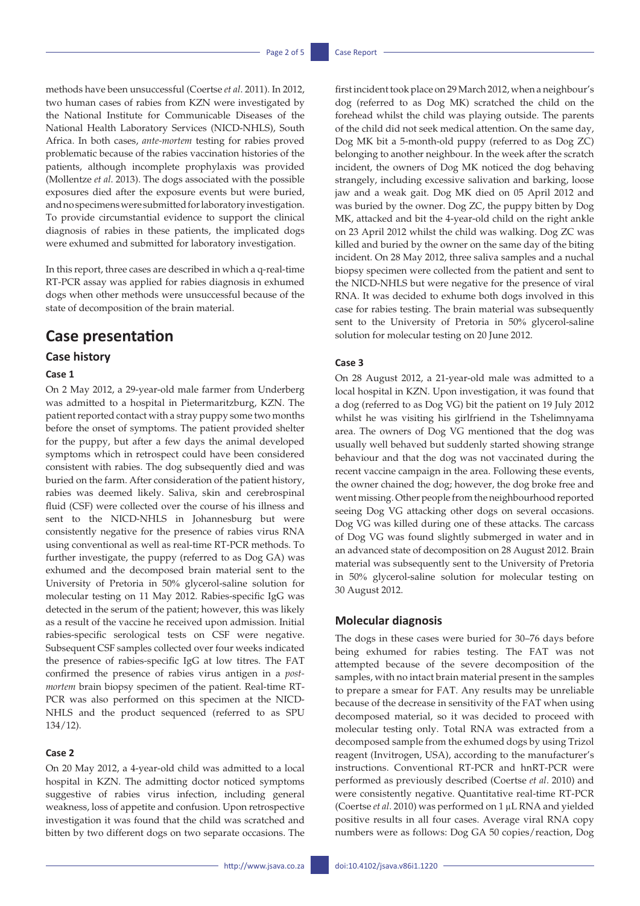methods have been unsuccessful (Coertse *et al*. 2011). In 2012, two human cases of rabies from KZN were investigated by the National Institute for Communicable Diseases of the National Health Laboratory Services (NICD-NHLS), South Africa. In both cases, *ante-mortem* testing for rabies proved problematic because of the rabies vaccination histories of the patients, although incomplete prophylaxis was provided (Mollentze *et al*. 2013). The dogs associated with the possible exposures died after the exposure events but were buried, and no specimens were submitted for laboratory investigation. To provide circumstantial evidence to support the clinical diagnosis of rabies in these patients, the implicated dogs were exhumed and submitted for laboratory investigation.

In this report, three cases are described in which a q-real-time RT-PCR assay was applied for rabies diagnosis in exhumed dogs when other methods were unsuccessful because of the state of decomposition of the brain material.

## Case presentation

### Case history

#### Case 1

On 2 May 2012, a 29-year-old male farmer from Underberg was admitted to a hospital in Pietermaritzburg, KZN. The patient reported contact with a stray puppy some two months before the onset of symptoms. The patient provided shelter for the puppy, but after a few days the animal developed symptoms which in retrospect could have been considered consistent with rabies. The dog subsequently died and was buried on the farm. After consideration of the patient history, rabies was deemed likely. Saliva, skin and cerebrospinal fluid (CSF) were collected over the course of his illness and sent to the NICD-NHLS in Johannesburg but were consistently negative for the presence of rabies virus RNA using conventional as well as real-time RT-PCR methods. To further investigate, the puppy (referred to as Dog GA) was exhumed and the decomposed brain material sent to the University of Pretoria in 50% glycerol-saline solution for molecular testing on 11 May 2012. Rabies-specific IgG was detected in the serum of the patient; however, this was likely as a result of the vaccine he received upon admission. Initial rabies-specific serological tests on CSF were negative. Subsequent CSF samples collected over four weeks indicated the presence of rabies-specific IgG at low titres. The FAT confirmed the presence of rabies virus antigen in a *post-mortem* brain biopsy specimen of the patient. Real-time RT-PCR was also performed on this specimen at the NICD-NHLS and the product sequenced (referred to as SPU 134/12).

#### Case 2

On 20 May 2012, a 4-year-old child was admitted to a local hospital in KZN. The admitting doctor noticed symptoms suggestive of rabies virus infection, including general weakness, loss of appetite and confusion. Upon retrospective investigation it was found that the child was scratched and bitten by two different dogs on two separate occasions. The first incident took place on 29 March 2012, when a neighbour's dog (referred to as Dog MK) scratched the child on the forehead whilst the child was playing outside. The parents of the child did not seek medical attention. On the same day, Dog MK bit a 5-month-old puppy (referred to as Dog ZC) belonging to another neighbour. In the week after the scratch incident, the owners of Dog MK noticed the dog behaving strangely, including excessive salivation and barking, loose jaw and a weak gait. Dog MK died on 05 April 2012 and was buried by the owner. Dog ZC, the puppy bitten by Dog MK, attacked and bit the 4-year-old child on the right ankle on 23 April 2012 whilst the child was walking. Dog ZC was killed and buried by the owner on the same day of the biting incident. On 28 May 2012, three saliva samples and a nuchal biopsy specimen were collected from the patient and sent to the NICD-NHLS but were negative for the presence of viral RNA. It was decided to exhume both dogs involved in this case for rabies testing. The brain material was subsequently sent to the University of Pretoria in 50% glycerol-saline solution for molecular testing on 20 June 2012.

#### Case 3

On 28 August 2012, a 21-year-old male was admitted to a local hospital in KZN. Upon investigation, it was found that a dog (referred to as Dog VG) bit the patient on 19 July 2012 whilst he was visiting his girlfriend in the Tshelimnyama area. The owners of Dog VG mentioned that the dog was usually well behaved but suddenly started showing strange behaviour and that the dog was not vaccinated during the recent vaccine campaign in the area. Following these events, the owner chained the dog; however, the dog broke free and went missing. Other people from the neighbourhood reported seeing Dog VG attacking other dogs on several occasions. Dog VG was killed during one of these attacks. The carcass of Dog VG was found slightly submerged in water and in an advanced state of decomposition on 28 August 2012. Brain material was subsequently sent to the University of Pretoria in 50% glycerol-saline solution for molecular testing on 30 August 2012.

### Molecular diagnosis

The dogs in these cases were buried for 30–76 days before being exhumed for rabies testing. The FAT was not attempted because of the severe decomposition of the samples, with no intact brain material present in the samples to prepare a smear for FAT. Any results may be unreliable because of the decrease in sensitivity of the FAT when using decomposed material, so it was decided to proceed with molecular testing only. Total RNA was extracted from a decomposed sample from the exhumed dogs by using Trizol reagent (Invitrogen, USA), according to the manufacturer's instructions. Conventional RT-PCR and hnRT-PCR were performed as previously described (Coertse *et al*. 2010) and were consistently negative. Quantitative real-time RT-PCR (Coertse *et al*. 2010) was performed on 1 µL RNA and yielded positive results in all four cases. Average viral RNA copy numbers were as follows: Dog GA 50 copies/reaction, Dog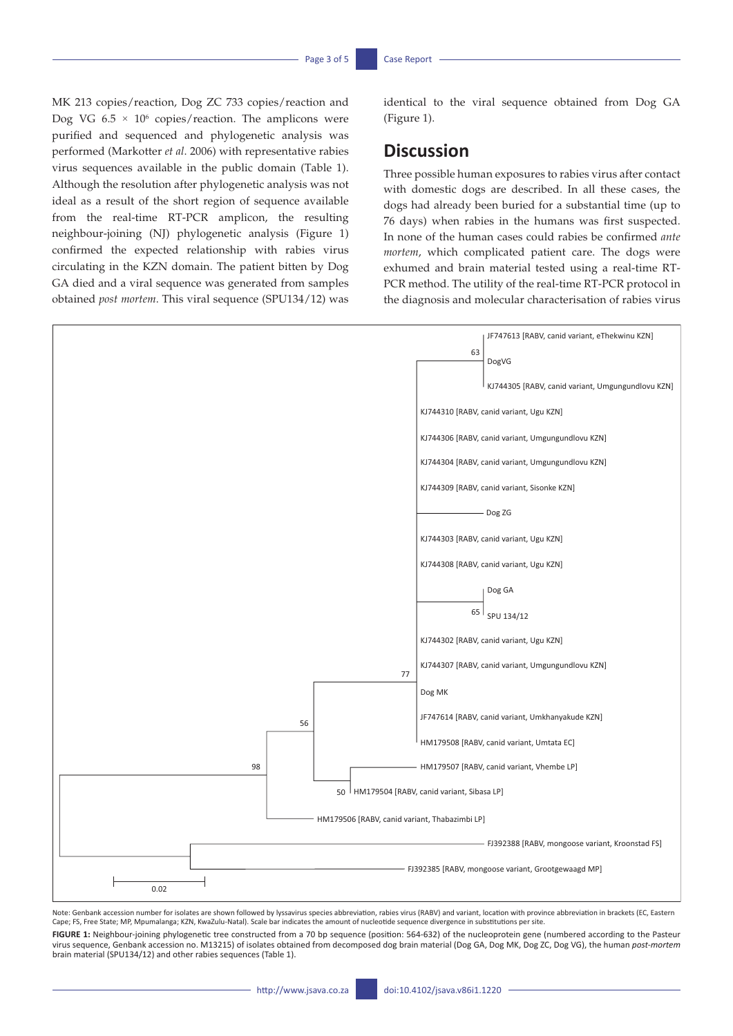MK 213 copies/reaction, Dog ZC 733 copies/reaction and Dog VG $6.5 \times 10^6$ copies/reaction. The amplicons were purified and sequenced and phylogenetic analysis was performed (Markotter *et al*. 2006) with representative rabies virus sequences available in the public domain (Table 1). Although the resolution after phylogenetic analysis was not ideal as a result of the short region of sequence available from the real-time RT-PCR amplicon, the resulting neighbour-joining (NJ) phylogenetic analysis (Figure 1) confirmed the expected relationship with rabies virus circulating in the KZN domain. The patient bitten by Dog GA died and a viral sequence was generated from samples obtained *post mortem*. This viral sequence (SPU134/12) was identical to the viral sequence obtained from Dog GA (Figure 1).

## Discussion

Three possible human exposures to rabies virus after contact with domestic dogs are described. In all these cases, the dogs had already been buried for a substantial time (up to 76 days) when rabies in the humans was first suspected. In none of the human cases could rabies be confirmed *ante mortem*, which complicated patient care. The dogs were exhumed and brain material tested using a real-time RT-PCR method. The utility of the real-time RT-PCR protocol in the diagnosis and molecular characterisation of rabies virus

JF747613 [RABV, canid variant, eThekwinu KZN]
63
DogVG
KJ744305 [RABV, canid variant, Umgungundlovu KZN]
KJ744310 [RABV, canid variant, Ugu KZN]
KJ744306 [RABV, canid variant, Umgungundlovu KZN]
KJ744304 [RABV, canid variant, Umgungundlovu KZN]
KJ744309 [RABV, canid variant, Sisonke KZN]
Dog ZG
KJ744303 [RABV, canid variant, Ugu KZN]
KJ744308 [RABV, canid variant, Ugu KZN]
Dog GA
65
SPU 134/12
KJ744302 [RABV, canid variant, Ugu KZN]
KJ744307 [RABV, canid variant, Umgungundlovu KZN]
77
Dog MK
JF747614 [RABV, canid variant, Umkhanyakude KZN]
56
HM179508 [RABV, canid variant, Umtata EC]
98
HM179507 [RABV, canid variant, Vhembe LP]
50
HM179504 [RABV, canid variant, Sibasa LP]
HM179506 [RABV, canid variant, Thabazimbi LP]
FJ392388 [RABV, mongoose variant, Kroonstad FS]
FJ392385 [RABV, mongoose variant, Grootgewaagd MP]
0.02

Note: Genbank accession number for isolates are shown followed by lyssavirus species abbreviation, rabies virus (RABV) and variant, location with province abbreviation in brackets (EC, Eastern Cape; FS, Free State; MP, Mpumalanga; KZN, KwaZulu-Natal). Scale bar indicates the amount of nucleotide sequence divergence in substitutions per site.

**FIGURE 1:** Neighbour-joining phylogenetic tree constructed from a 70 bp sequence (position: 564-632) of the nucleoprotein gene (numbered according to the Pasteur virus sequence, Genbank accession no. M13215) of isolates obtained from decomposed dog brain material (Dog GA, Dog MK, Dog ZC, Dog VG), the human *post-mortem* brain material (SPU134/12) and other rabies sequences (Table 1).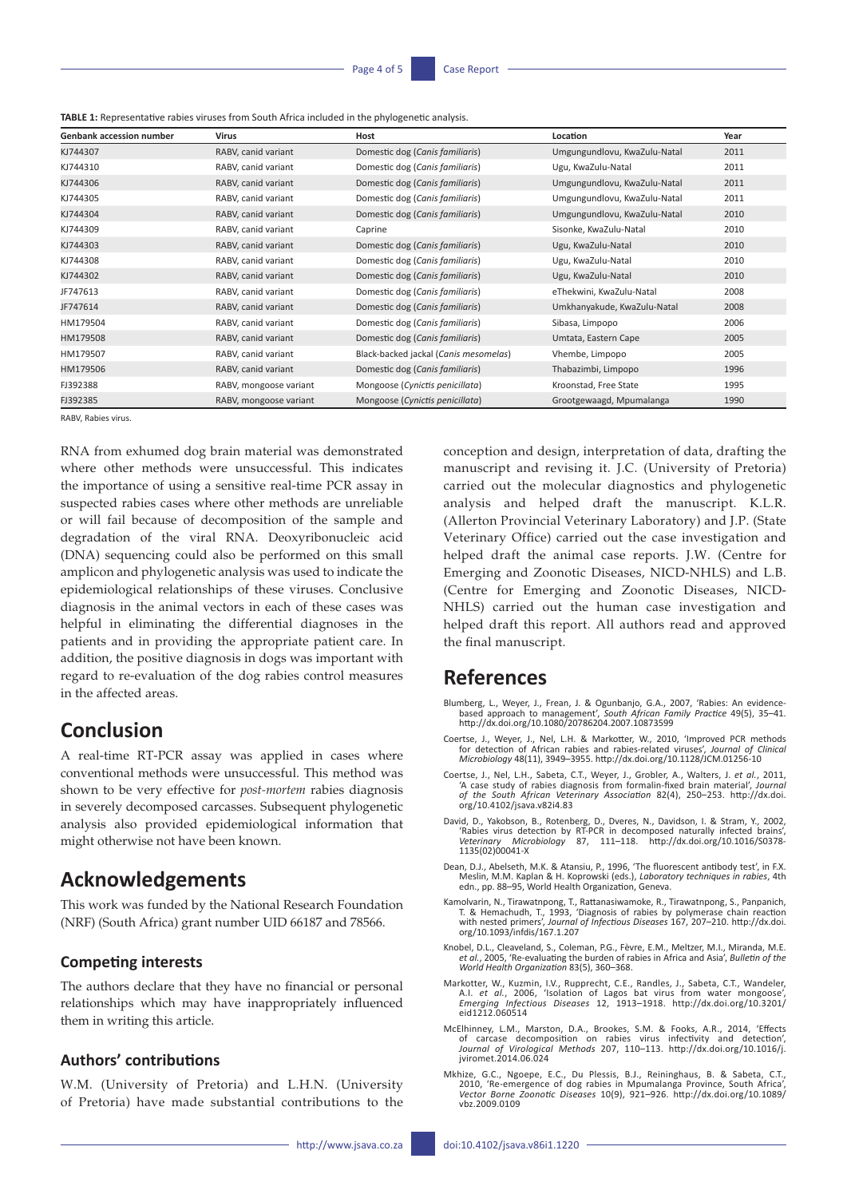**TABLE 1:** Representative rabies viruses from South Africa included in the phylogenetic analysis.

| Genbank accession number | Virus | Host | Location | Year |
|---|---|---|---|---|
| KJ744307 | RABV, canid variant | Domestic dog (*Canis familiaris*) | Umgungundlovu, KwaZulu-Natal | 2011 |
| KJ744310 | RABV, canid variant | Domestic dog (*Canis familiaris*) | Ugu, KwaZulu-Natal | 2011 |
| KJ744306 | RABV, canid variant | Domestic dog (*Canis familiaris*) | Umgungundlovu, KwaZulu-Natal | 2011 |
| KJ744305 | RABV, canid variant | Domestic dog (*Canis familiaris*) | Umgungundlovu, KwaZulu-Natal | 2011 |
| KJ744304 | RABV, canid variant | Domestic dog (*Canis familiaris*) | Umgungundlovu, KwaZulu-Natal | 2010 |
| KJ744309 | RABV, canid variant | Caprine | Sisonke, KwaZulu-Natal | 2010 |
| KJ744303 | RABV, canid variant | Domestic dog (*Canis familiaris*) | Ugu, KwaZulu-Natal | 2010 |
| KJ744308 | RABV, canid variant | Domestic dog (*Canis familiaris*) | Ugu, KwaZulu-Natal | 2010 |
| KJ744302 | RABV, canid variant | Domestic dog (*Canis familiaris*) | Ugu, KwaZulu-Natal | 2010 |
| JF747613 | RABV, canid variant | Domestic dog (*Canis familiaris*) | eThekwini, KwaZulu-Natal | 2008 |
| JF747614 | RABV, canid variant | Domestic dog (*Canis familiaris*) | Umkhanyakude, KwaZulu-Natal | 2008 |
| HM179504 | RABV, canid variant | Domestic dog (*Canis familiaris*) | Sibasa, Limpopo | 2006 |
| HM179508 | RABV, canid variant | Domestic dog (*Canis familiaris*) | Umtata, Eastern Cape | 2005 |
| HM179507 | RABV, canid variant | Black-backed jackal (*Canis mesomelas*) | Vhembe, Limpopo | 2005 |
| HM179506 | RABV, canid variant | Domestic dog (*Canis familiaris*) | Thabazimbi, Limpopo | 1996 |
| FJ392388 | RABV, mongoose variant | Mongoose (*Cynictis penicillata*) | Kroonstad, Free State | 1995 |
| FJ392385 | RABV, mongoose variant | Mongoose (*Cynictis penicillata*) | Grootgewaagd, Mpumalanga | 1990 |

RABV, Rabies virus.

RNA from exhumed dog brain material was demonstrated where other methods were unsuccessful. This indicates the importance of using a sensitive real-time PCR assay in suspected rabies cases where other methods are unreliable or will fail because of decomposition of the sample and degradation of the viral RNA. Deoxyribonucleic acid (DNA) sequencing could also be performed on this small amplicon and phylogenetic analysis was used to indicate the epidemiological relationships of these viruses. Conclusive diagnosis in the animal vectors in each of these cases was helpful in eliminating the differential diagnoses in the patients and in providing the appropriate patient care. In addition, the positive diagnosis in dogs was important with regard to re-evaluation of the dog rabies control measures in the affected areas.

## Conclusion

A real-time RT-PCR assay was applied in cases where conventional methods were unsuccessful. This method was shown to be very effective for *post-mortem* rabies diagnosis in severely decomposed carcasses. Subsequent phylogenetic analysis also provided epidemiological information that might otherwise not have been known.

## Acknowledgements

This work was funded by the National Research Foundation (NRF) (South Africa) grant number UID 66187 and 78566.

### Competing interests

The authors declare that they have no financial or personal relationships which may have inappropriately influenced them in writing this article.

### Authors' contributions

W.M. (University of Pretoria) and L.H.N. (University of Pretoria) have made substantial contributions to the conception and design, interpretation of data, drafting the manuscript and revising it. J.C. (University of Pretoria) carried out the molecular diagnostics and phylogenetic analysis and helped draft the manuscript. K.L.R. (Allerton Provincial Veterinary Laboratory) and J.P. (State Veterinary Office) carried out the case investigation and helped draft the animal case reports. J.W. (Centre for Emerging and Zoonotic Diseases, NICD-NHLS) and L.B. (Centre for Emerging and Zoonotic Diseases, NICD-NHLS) carried out the human case investigation and helped draft this report. All authors read and approved the final manuscript.

## References

Blumberg, L., Weyer, J., Frean, J. & Ogunbanjo, G.A., 2007, 'Rabies: An evidence-based approach to management', *South African Family Practice* 49(5), 35–41. http://dx.doi.org/10.1080/20786204.2007.10873599

Coertse, J., Weyer, J., Nel, L.H. & Markotter, W., 2010, 'Improved PCR methods for detection of African rabies and rabies-related viruses', *Journal of Clinical Microbiology* 48(11), 3949–3955. http://dx.doi.org/10.1128/JCM.01256-10

Coertse, J., Nel, L.H., Sabeta, C.T., Weyer, J., Grobler, A., Walters, J. *et al.*, 2011, 'A case study of rabies diagnosis from formalin-fixed brain material', *Journal of the South African Veterinary Association* 82(4), 250–253. http://dx.doi.org/10.4102/jsava.v82i4.83

David, D., Yakobson, B., Rotenberg, D., Dveres, N., Davidson, I. & Stram, Y., 2002, 'Rabies virus detection by RT-PCR in decomposed naturally infected brains', *Veterinary Microbiology* 87, 111–118. http://dx.doi.org/10.1016/S0378-1135(02)00041-X

Dean, D.J., Abelseth, M.K. & Atansiu, P., 1996, 'The fluorescent antibody test', in F.X. Meslin, M.M. Kaplan & H. Koprowski (eds.), *Laboratory techniques in rabies*, 4th edn., pp. 88–95, World Health Organization, Geneva.

Kamolvarin, N., Tirawatnpong, T., Rattanasiwamoke, R., Tirawatnpong, S., Panpanich, T. & Hemachudh, T., 1993, 'Diagnosis of rabies by polymerase chain reaction with nested primers', *Journal of Infectious Diseases* 167, 207–210. http://dx.doi.org/10.1093/infdis/167.1.207

Knobel, D.L., Cleaveland, S., Coleman, P.G., Fèvre, E.M., Meltzer, M.I., Miranda, M.E. *et al.*, 2005, 'Re-evaluating the burden of rabies in Africa and Asia', *Bulletin of the World Health Organization* 83(5), 360–368.

Markotter, W., Kuzmin, I.V., Rupprecht, C.E., Randles, J., Sabeta, C.T., Wandeler, A.I. *et al.*, 2006, 'Isolation of Lagos bat virus from water mongoose', *Emerging Infectious Diseases* 12, 1913–1918. http://dx.doi.org/10.3201/eid1212.060514

McElhinney, L.M., Marston, D.A., Brookes, S.M. & Fooks, A.R., 2014, 'Effects of carcase decomposition on rabies virus infectivity and detection', *Journal of Virological Methods* 207, 110–113. http://dx.doi.org/10.1016/j.jviromet.2014.06.024

Mkhize, G.C., Ngoepe, E.C., Du Plessis, B.J., Reininghaus, B. & Sabeta, C.T., 2010, 'Re-emergence of dog rabies in Mpumalanga Province, South Africa', *Vector Borne Zoonotic Diseases* 10(9), 921–926. http://dx.doi.org/10.1089/vbz.2009.0109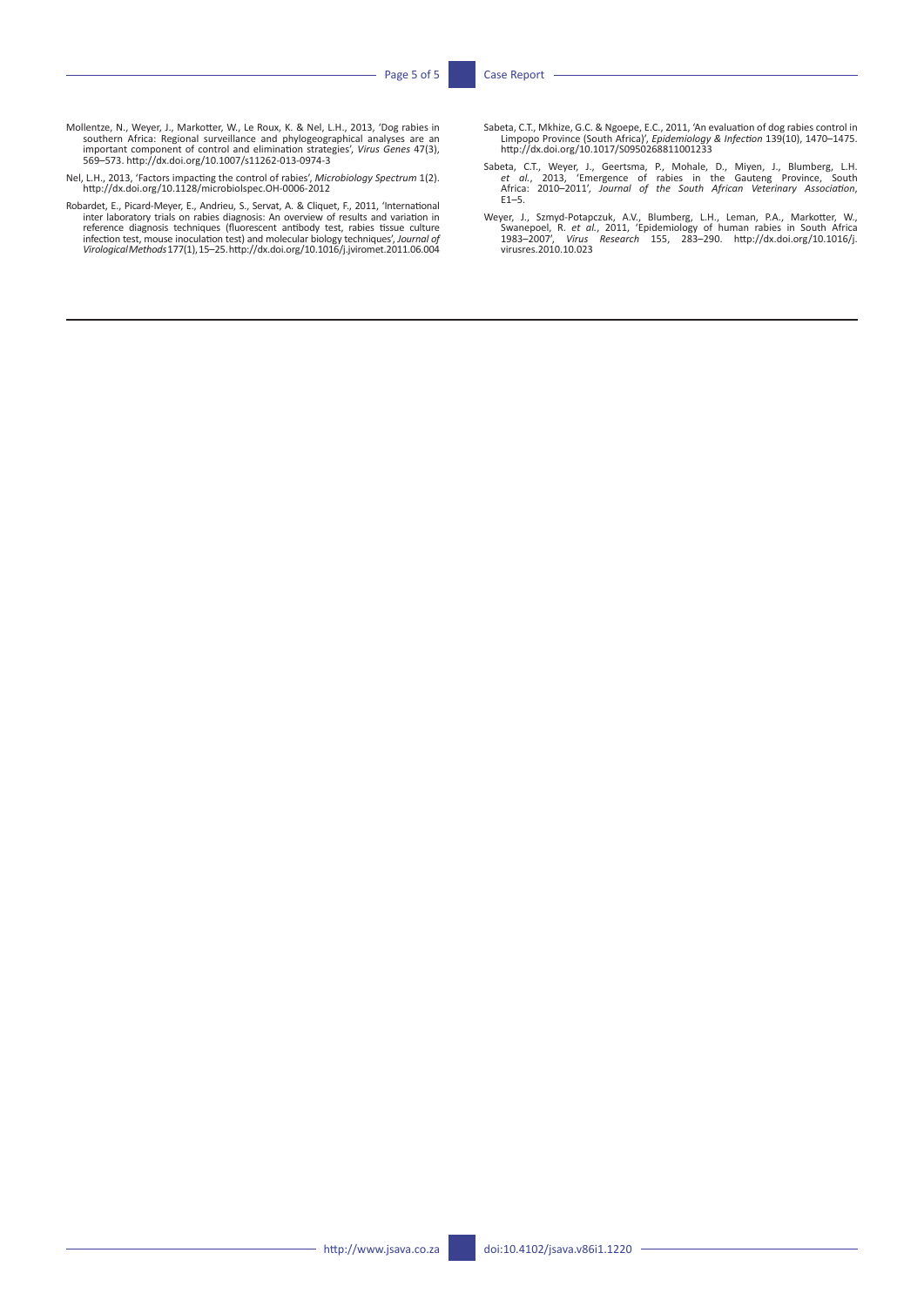Mollentze, N., Weyer, J., Markotter, W., Le Roux, K. & Nel, L.H., 2013, 'Dog rabies in southern Africa: Regional surveillance and phylogeographical analyses are an important component of control and elimination strategies', *Virus Genes* 47(3), 569–573. http://dx.doi.org/10.1007/s11262-013-0974-3

Nel, L.H., 2013, 'Factors impacting the control of rabies', *Microbiology Spectrum* 1(2). http://dx.doi.org/10.1128/microbiolspec.OH-0006-2012

Robardet, E., Picard-Meyer, E., Andrieu, S., Servat, A. & Cliquet, F., 2011, 'International inter laboratory trials on rabies diagnosis: An overview of results and variation in reference diagnosis techniques (fluorescent antibody test, rabies tissue culture infection test, mouse inoculation test) and molecular biology techniques', *Journal of Virological Methods* 177(1), 15–25. http://dx.doi.org/10.1016/j.jviromet.2011.06.004

Sabeta, C.T., Mkhize, G.C. & Ngoepe, E.C., 2011, 'An evaluation of dog rabies control in Limpopo Province (South Africa)', *Epidemiology & Infection* 139(10), 1470–1475. http://dx.doi.org/10.1017/S0950268811001233

Sabeta, C.T., Weyer, J., Geertsma, P., Mohale, D., Miyen, J., Blumberg, L.H. *et al.*, 2013, 'Emergence of rabies in the Gauteng Province, South Africa: 2010–2011', *Journal of the South African Veterinary Association*, E1–5.

Weyer, J., Szmyd-Potapczuk, A.V., Blumberg, L.H., Leman, P.A., Markotter, W., Swanepoel, R. *et al.*, 2011, 'Epidemiology of human rabies in South Africa 1983–2007', *Virus Research* 155, 283–290. http://dx.doi.org/10.1016/j.virusres.2010.10.023